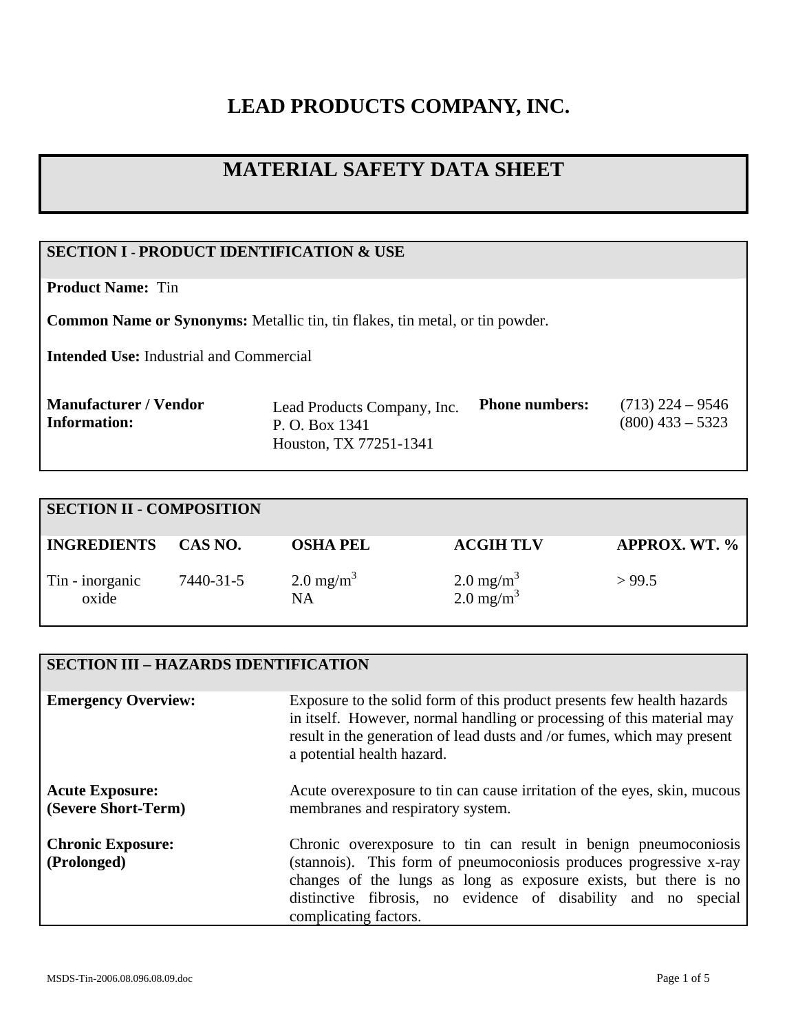# LEAD PRODUCTS COMPANY, INC.

## MATERIAL SAFETY DATA SHEET

### SECTION I - PRODUCT IDENTIFICATION & USE

**Product Name:** Tin

**Common Name or Synonyms:** Metallic tin, tin flakes, tin metal, or tin powder.

**Intended Use:** Industrial and Commercial

| **Manufacturer / Vendor Information:** | Lead Products Company, Inc.<br>P. O. Box 1341<br>Houston, TX 77251-1341 | **Phone numbers:** | (713) 224 – 9546<br>(800) 433 – 5323 |
|---|---|---|---|

### SECTION II - COMPOSITION

| INGREDIENTS | CAS NO. | OSHA PEL | ACGIH TLV | APPROX. WT. % |
|---|---|---|---|---|
| Tin - inorganic | 7440-31-5 | 2.0 $mg/m^3$ | 2.0 $mg/m^3$ | > 99.5 |
| oxide | | NA | 2.0 $mg/m^3$ | |

### SECTION III – HAZARDS IDENTIFICATION

**Emergency Overview:** Exposure to the solid form of this product presents few health hazards in itself. However, normal handling or processing of this material may result in the generation of lead dusts and /or fumes, which may present a potential health hazard.

**Acute Exposure: (Severe Short-Term)** Acute overexposure to tin can cause irritation of the eyes, skin, mucous membranes and respiratory system.

**Chronic Exposure: (Prolonged)** Chronic overexposure to tin can result in benign pneumoconiosis (stannois). This form of pneumoconiosis produces progressive x-ray changes of the lungs as long as exposure exists, but there is no distinctive fibrosis, no evidence of disability and no special complicating factors.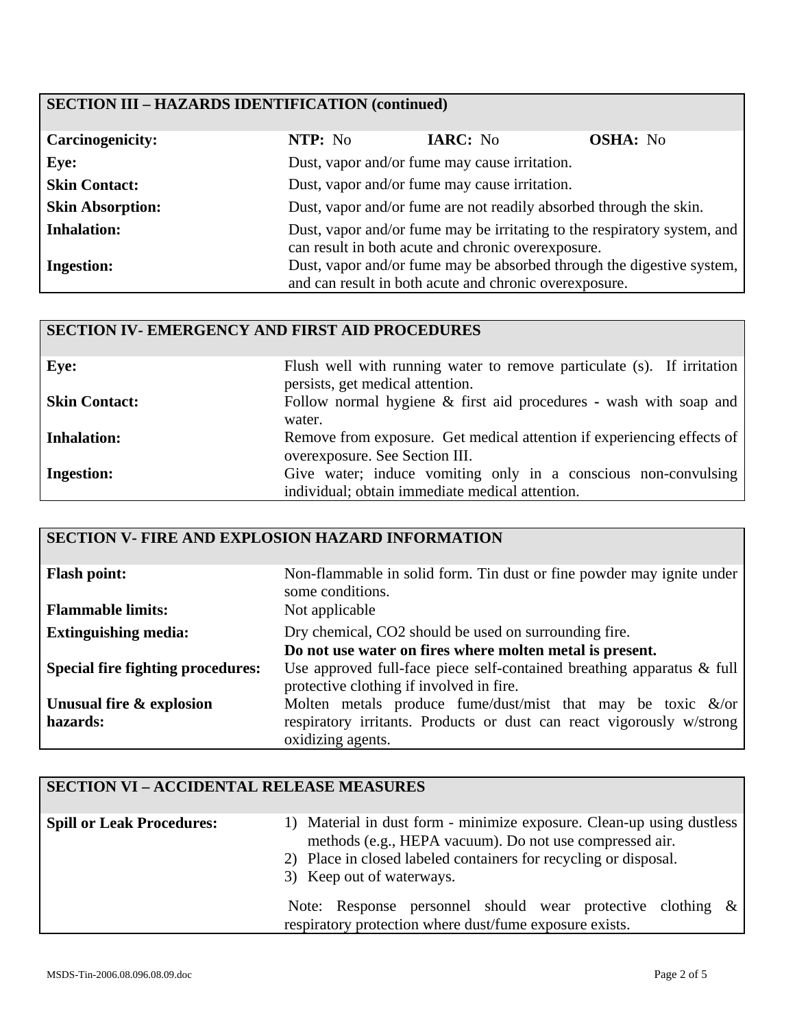## SECTION III – HAZARDS IDENTIFICATION (continued)

| | | | |
|---|---|---|---|
| **Carcinogenicity:** | **NTP:** No | **IARC:** No | **OSHA:** No |
| **Eye:** | Dust, vapor and/or fume may cause irritation. | | |
| **Skin Contact:** | Dust, vapor and/or fume may cause irritation. | | |
| **Skin Absorption:** | Dust, vapor and/or fume are not readily absorbed through the skin. | | |
| **Inhalation:** | Dust, vapor and/or fume may be irritating to the respiratory system, and can result in both acute and chronic overexposure. | | |
| **Ingestion:** | Dust, vapor and/or fume may be absorbed through the digestive system, and can result in both acute and chronic overexposure. | | |

## SECTION IV- EMERGENCY AND FIRST AID PROCEDURES

| | |
|---|---|
| **Eye:** | Flush well with running water to remove particulate (s). If irritation persists, get medical attention. |
| **Skin Contact:** | Follow normal hygiene & first aid procedures - wash with soap and water. |
| **Inhalation:** | Remove from exposure. Get medical attention if experiencing effects of overexposure. See Section III. |
| **Ingestion:** | Give water; induce vomiting only in a conscious non-convulsing individual; obtain immediate medical attention. |

## SECTION V- FIRE AND EXPLOSION HAZARD INFORMATION

| | |
|---|---|
| **Flash point:** | Non-flammable in solid form. Tin dust or fine powder may ignite under some conditions. |
| **Flammable limits:** | Not applicable |
| **Extinguishing media:** | Dry chemical, CO2 should be used on surrounding fire. **Do not use water on fires where molten metal is present.** |
| **Special fire fighting procedures:** | Use approved full-face piece self-contained breathing apparatus & full protective clothing if involved in fire. |
| **Unusual fire & explosion hazards:** | Molten metals produce fume/dust/mist that may be toxic &/or respiratory irritants. Products or dust can react vigorously w/strong oxidizing agents. |

## SECTION VI – ACCIDENTAL RELEASE MEASURES

**Spill or Leak Procedures:**

1) Material in dust form - minimize exposure. Clean-up using dustless methods (e.g., HEPA vacuum). Do not use compressed air.
2) Place in closed labeled containers for recycling or disposal.
3) Keep out of waterways.

Note: Response personnel should wear protective clothing & respiratory protection where dust/fume exposure exists.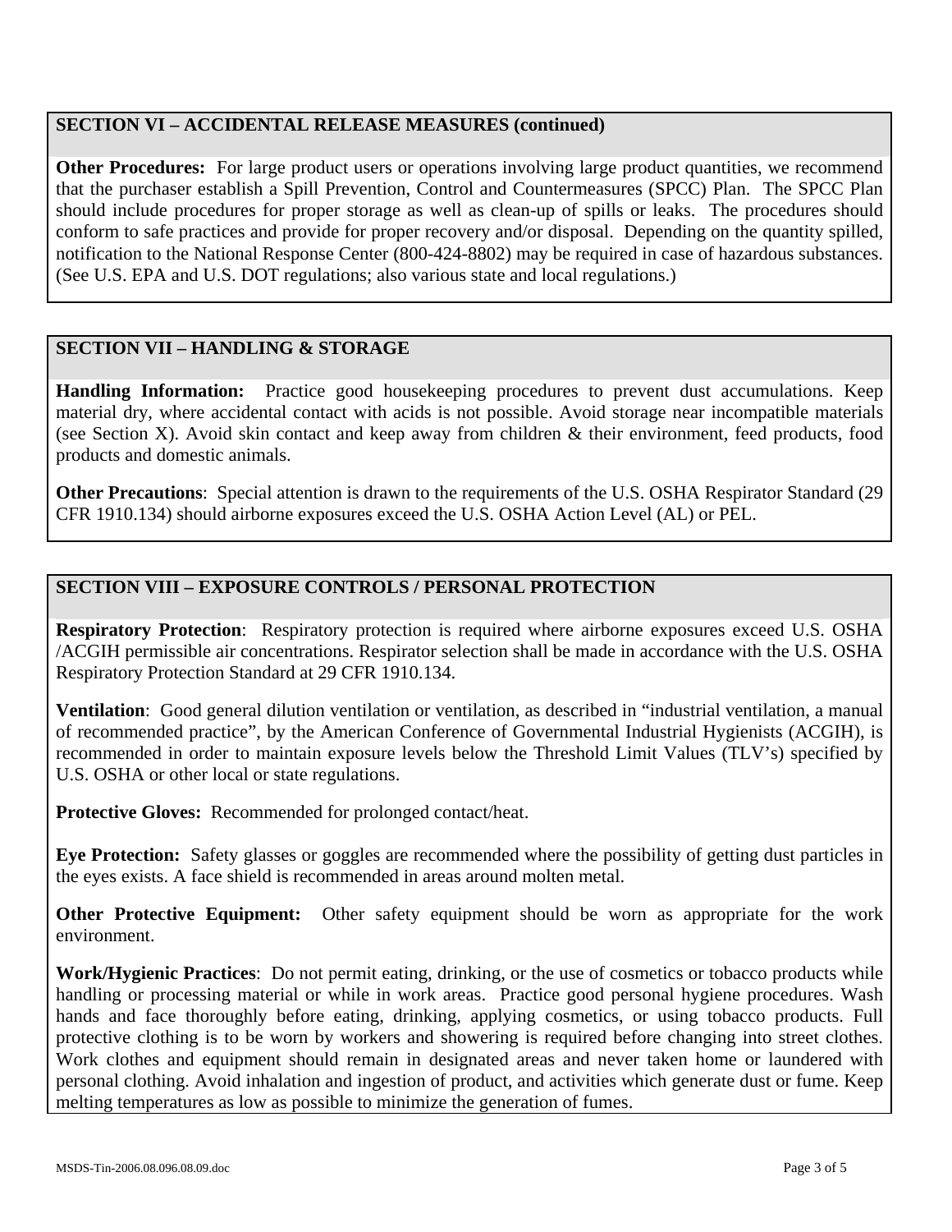## SECTION VI – ACCIDENTAL RELEASE MEASURES (continued)

**Other Procedures:** For large product users or operations involving large product quantities, we recommend that the purchaser establish a Spill Prevention, Control and Countermeasures (SPCC) Plan. The SPCC Plan should include procedures for proper storage as well as clean-up of spills or leaks. The procedures should conform to safe practices and provide for proper recovery and/or disposal. Depending on the quantity spilled, notification to the National Response Center (800-424-8802) may be required in case of hazardous substances. (See U.S. EPA and U.S. DOT regulations; also various state and local regulations.)

## SECTION VII – HANDLING & STORAGE

**Handling Information:** Practice good housekeeping procedures to prevent dust accumulations. Keep material dry, where accidental contact with acids is not possible. Avoid storage near incompatible materials (see Section X). Avoid skin contact and keep away from children & their environment, feed products, food products and domestic animals.

**Other Precautions**: Special attention is drawn to the requirements of the U.S. OSHA Respirator Standard (29 CFR 1910.134) should airborne exposures exceed the U.S. OSHA Action Level (AL) or PEL.

## SECTION VIII – EXPOSURE CONTROLS / PERSONAL PROTECTION

**Respiratory Protection**: Respiratory protection is required where airborne exposures exceed U.S. OSHA /ACGIH permissible air concentrations. Respirator selection shall be made in accordance with the U.S. OSHA Respiratory Protection Standard at 29 CFR 1910.134.

**Ventilation**: Good general dilution ventilation or ventilation, as described in "industrial ventilation, a manual of recommended practice", by the American Conference of Governmental Industrial Hygienists (ACGIH), is recommended in order to maintain exposure levels below the Threshold Limit Values (TLV's) specified by U.S. OSHA or other local or state regulations.

**Protective Gloves:** Recommended for prolonged contact/heat.

**Eye Protection:** Safety glasses or goggles are recommended where the possibility of getting dust particles in the eyes exists. A face shield is recommended in areas around molten metal.

**Other Protective Equipment:** Other safety equipment should be worn as appropriate for the work environment.

**Work/Hygienic Practices**: Do not permit eating, drinking, or the use of cosmetics or tobacco products while handling or processing material or while in work areas. Practice good personal hygiene procedures. Wash hands and face thoroughly before eating, drinking, applying cosmetics, or using tobacco products. Full protective clothing is to be worn by workers and showering is required before changing into street clothes. Work clothes and equipment should remain in designated areas and never taken home or laundered with personal clothing. Avoid inhalation and ingestion of product, and activities which generate dust or fume. Keep melting temperatures as low as possible to minimize the generation of fumes.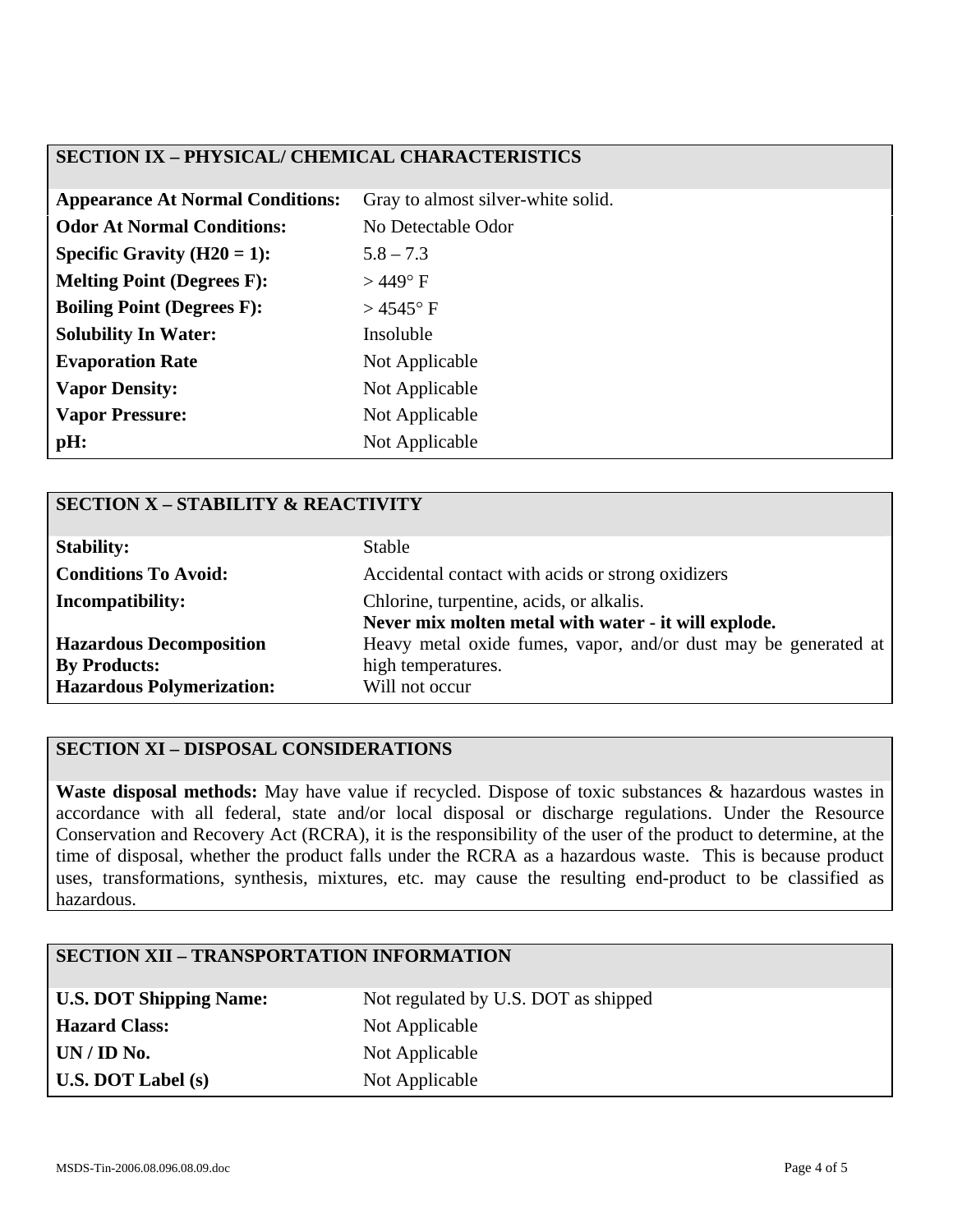## SECTION IX – PHYSICAL/ CHEMICAL CHARACTERISTICS

| | |
|---|---|
| **Appearance At Normal Conditions:** | Gray to almost silver-white solid. |
| **Odor At Normal Conditions:** | No Detectable Odor |
| **Specific Gravity (H20 = 1):** | 5.8 – 7.3 |
| **Melting Point (Degrees F):** | > 449° F |
| **Boiling Point (Degrees F):** | > 4545° F |
| **Solubility In Water:** | Insoluble |
| **Evaporation Rate** | Not Applicable |
| **Vapor Density:** | Not Applicable |
| **Vapor Pressure:** | Not Applicable |
| **pH:** | Not Applicable |

## SECTION X – STABILITY & REACTIVITY

| | |
|---|---|
| **Stability:** | Stable |
| **Conditions To Avoid:** | Accidental contact with acids or strong oxidizers |
| **Incompatibility:** | Chlorine, turpentine, acids, or alkalis. **Never mix molten metal with water - it will explode.** |
| **Hazardous Decomposition By Products:** | Heavy metal oxide fumes, vapor, and/or dust may be generated at high temperatures. |
| **Hazardous Polymerization:** | Will not occur |

## SECTION XI – DISPOSAL CONSIDERATIONS

**Waste disposal methods:** May have value if recycled. Dispose of toxic substances & hazardous wastes in accordance with all federal, state and/or local disposal or discharge regulations. Under the Resource Conservation and Recovery Act (RCRA), it is the responsibility of the user of the product to determine, at the time of disposal, whether the product falls under the RCRA as a hazardous waste. This is because product uses, transformations, synthesis, mixtures, etc. may cause the resulting end-product to be classified as hazardous.

## SECTION XII – TRANSPORTATION INFORMATION

| | |
|---|---|
| **U.S. DOT Shipping Name:** | Not regulated by U.S. DOT as shipped |
| **Hazard Class:** | Not Applicable |
| **UN / ID No.** | Not Applicable |
| **U.S. DOT Label (s)** | Not Applicable |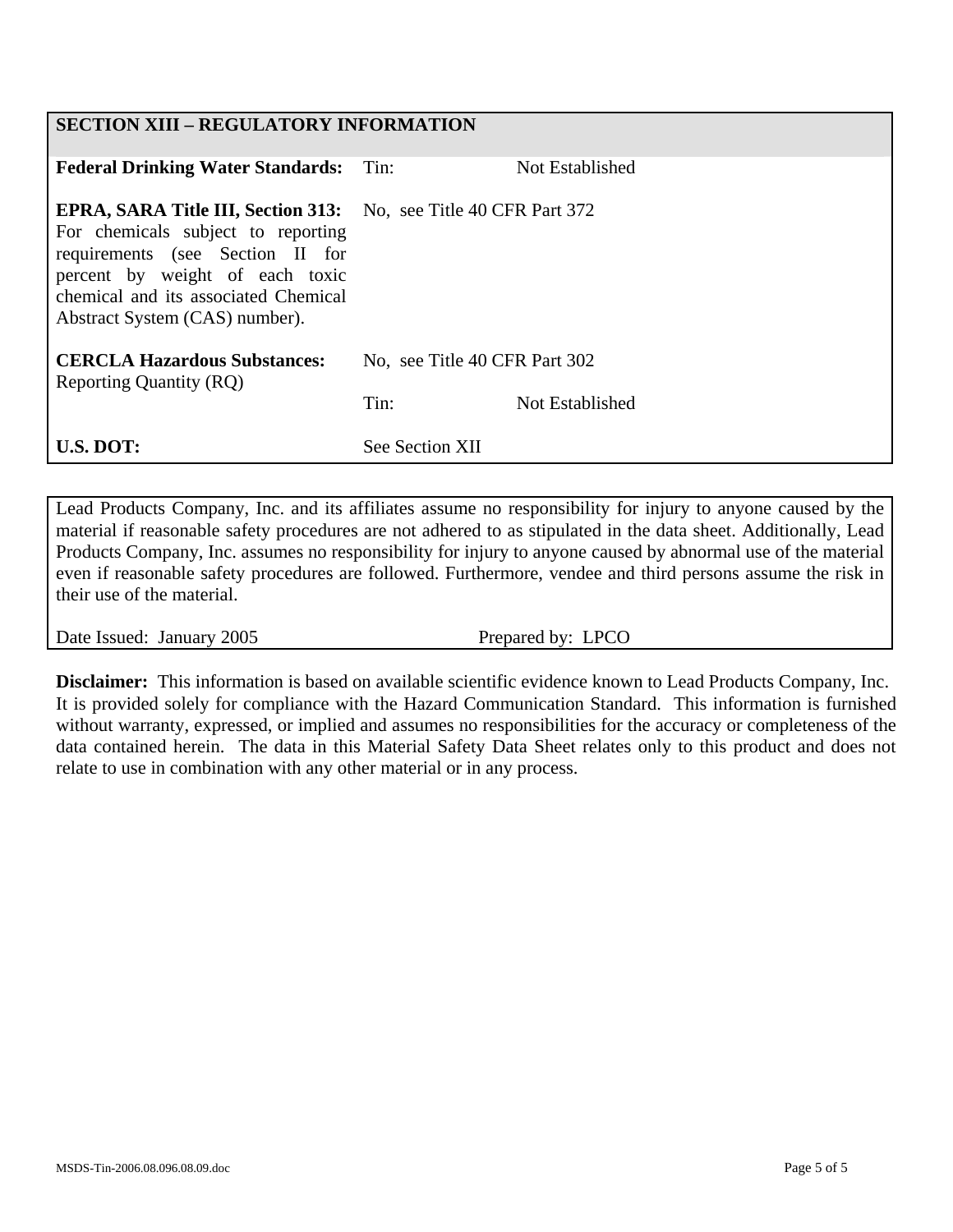## SECTION XIII – REGULATORY INFORMATION

| | | |
|---|---|---|
| **Federal Drinking Water Standards:** | Tin: | Not Established |
| **EPRA, SARA Title III, Section 313:** For chemicals subject to reporting requirements (see Section II for percent by weight of each toxic chemical and its associated Chemical Abstract System (CAS) number). | No, see Title 40 CFR Part 372 | |
| **CERCLA Hazardous Substances:** Reporting Quantity (RQ) | No, see Title 40 CFR Part 302 | |
| | Tin: | Not Established |
| **U.S. DOT:** | See Section XII | |

Lead Products Company, Inc. and its affiliates assume no responsibility for injury to anyone caused by the material if reasonable safety procedures are not adhered to as stipulated in the data sheet. Additionally, Lead Products Company, Inc. assumes no responsibility for injury to anyone caused by abnormal use of the material even if reasonable safety procedures are followed. Furthermore, vendee and third persons assume the risk in their use of the material.

Date Issued: January 2005 Prepared by: LPCO

**Disclaimer:** This information is based on available scientific evidence known to Lead Products Company, Inc. It is provided solely for compliance with the Hazard Communication Standard. This information is furnished without warranty, expressed, or implied and assumes no responsibilities for the accuracy or completeness of the data contained herein. The data in this Material Safety Data Sheet relates only to this product and does not relate to use in combination with any other material or in any process.

MSDS-Tin-2006.08.096.08.09.doc